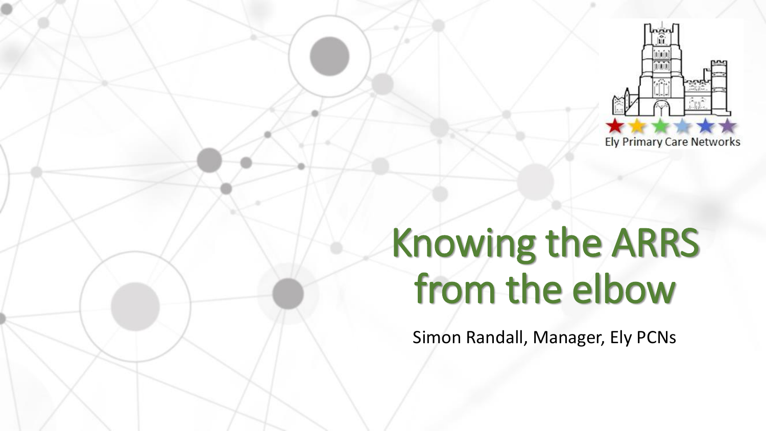Ely Primary Care Networks

# Knowing the ARRS from the elbow

Simon Randall, Manager, Ely PCNs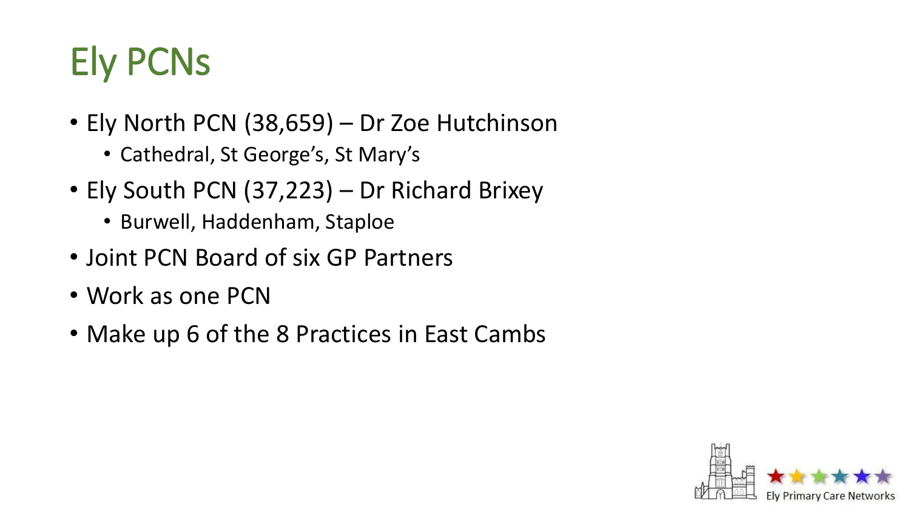# Ely PCNs

- Ely North PCN (38,659) – Dr Zoe Hutchinson
  - Cathedral, St George's, St Mary's
- Ely South PCN (37,223) – Dr Richard Brixey
  - Burwell, Haddenham, Staploe
- Joint PCN Board of six GP Partners
- Work as one PCN
- Make up 6 of the 8 Practices in East Cambs

Ely Primary Care Networks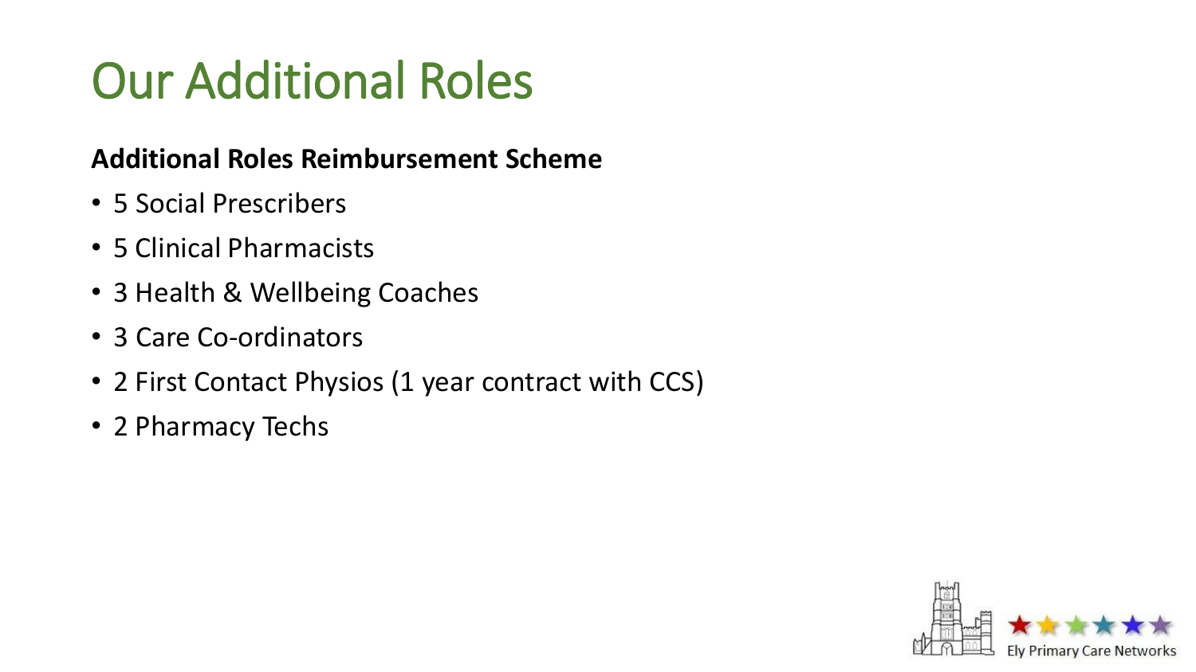# Our Additional Roles

**Additional Roles Reimbursement Scheme**

- 5 Social Prescribers
- 5 Clinical Pharmacists
- 3 Health & Wellbeing Coaches
- 3 Care Co-ordinators
- 2 First Contact Physios (1 year contract with CCS)
- 2 Pharmacy Techs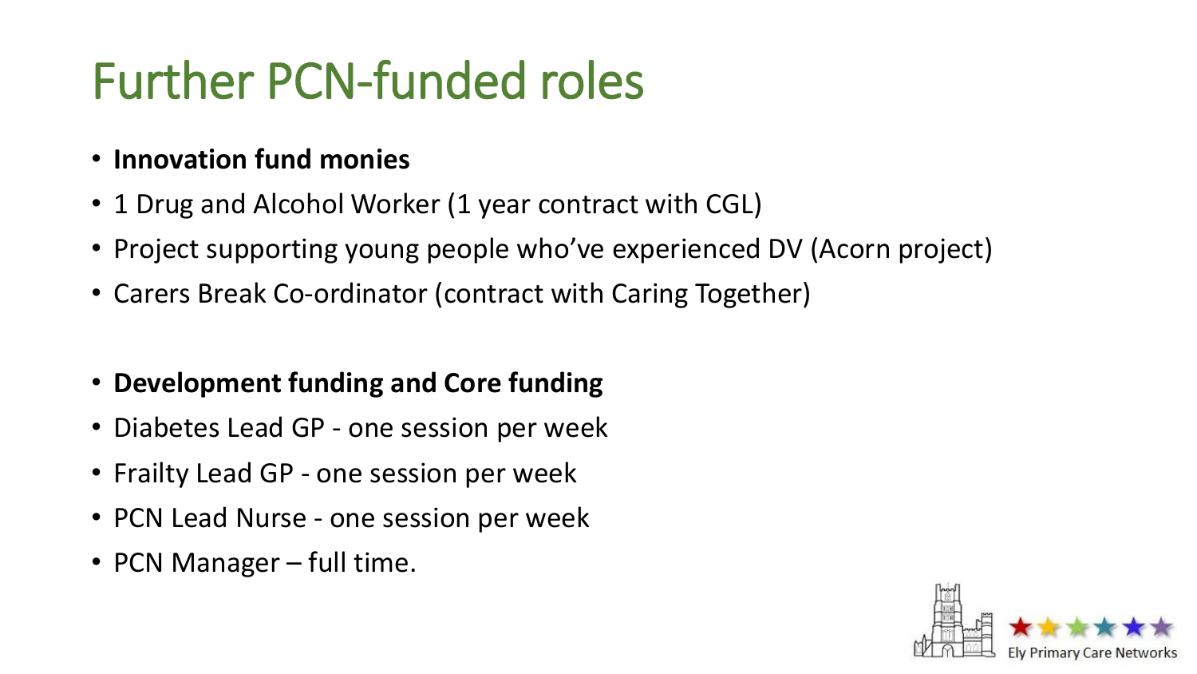# Further PCN-funded roles

- **Innovation fund monies**
- 1 Drug and Alcohol Worker (1 year contract with CGL)
- Project supporting young people who've experienced DV (Acorn project)
- Carers Break Co-ordinator (contract with Caring Together)

- **Development funding and Core funding**
- Diabetes Lead GP - one session per week
- Frailty Lead GP - one session per week
- PCN Lead Nurse - one session per week
- PCN Manager – full time.

Ely Primary Care Networks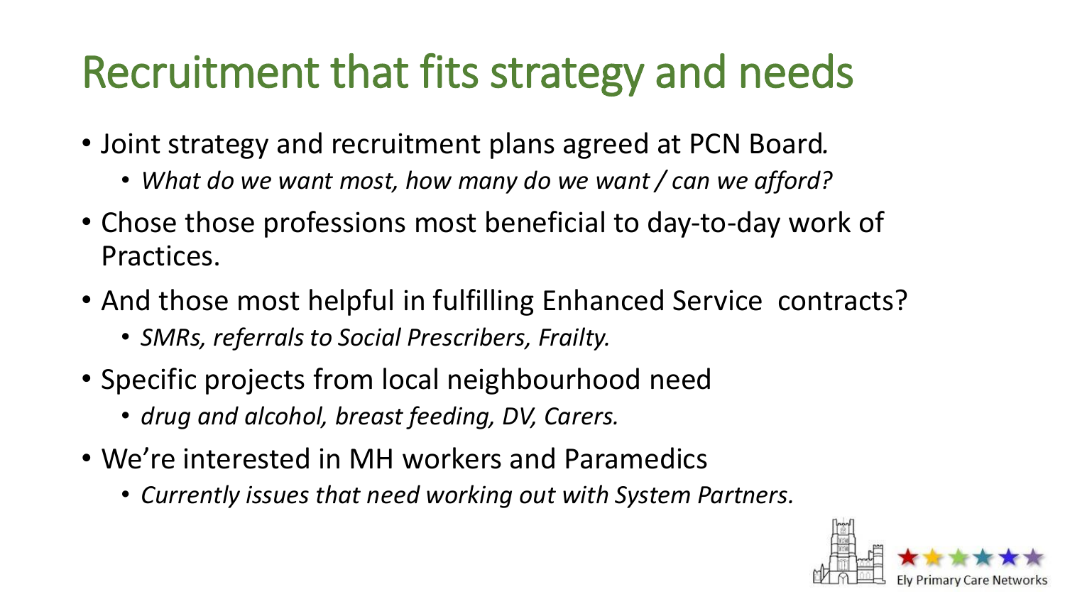# Recruitment that fits strategy and needs

- Joint strategy and recruitment plans agreed at PCN Board.
  - *What do we want most, how many do we want / can we afford?*
- Chose those professions most beneficial to day-to-day work of Practices.
- And those most helpful in fulfilling Enhanced Service contracts?
  - *SMRs, referrals to Social Prescribers, Frailty.*
- Specific projects from local neighbourhood need
  - *drug and alcohol, breast feeding, DV, Carers.*
- We're interested in MH workers and Paramedics
  - *Currently issues that need working out with System Partners.*

Ely Primary Care Networks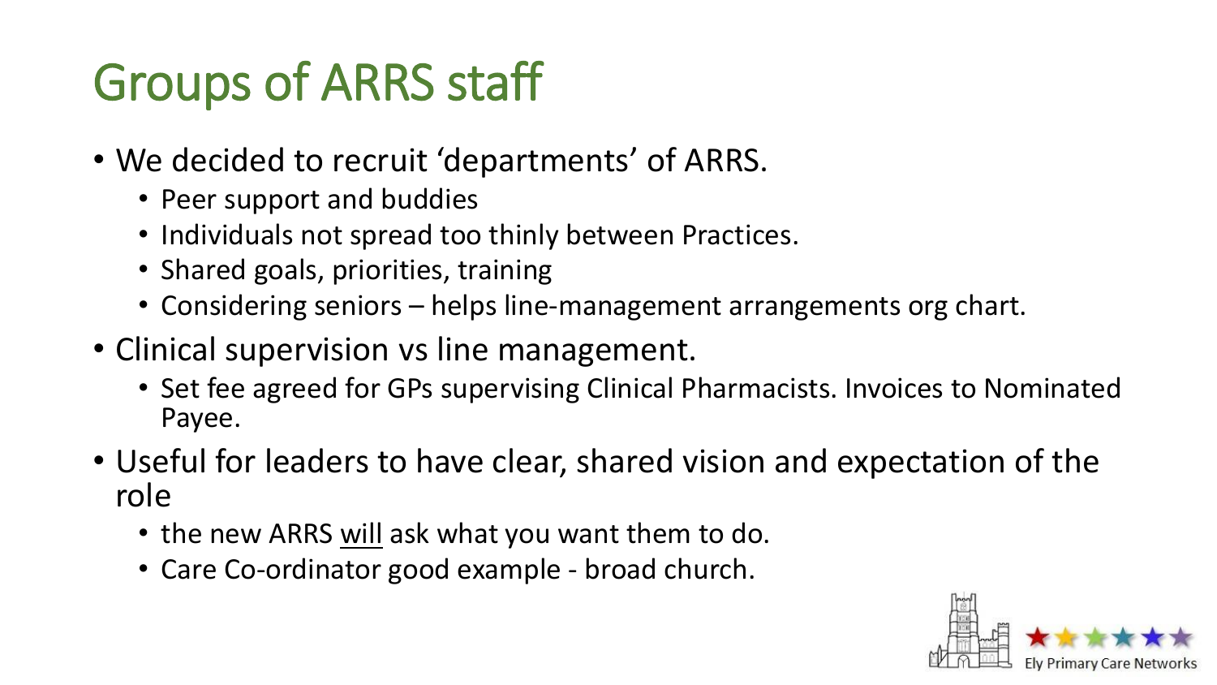# Groups of ARRS staff

- We decided to recruit 'departments' of ARRS.
  - Peer support and buddies
  - Individuals not spread too thinly between Practices.
  - Shared goals, priorities, training
  - Considering seniors – helps line-management arrangements org chart.
- Clinical supervision vs line management.
  - Set fee agreed for GPs supervising Clinical Pharmacists. Invoices to Nominated Payee.
- Useful for leaders to have clear, shared vision and expectation of the role
  - the new ARRS <u>will</u> ask what you want them to do.
  - Care Co-ordinator good example - broad church.

Ely Primary Care Networks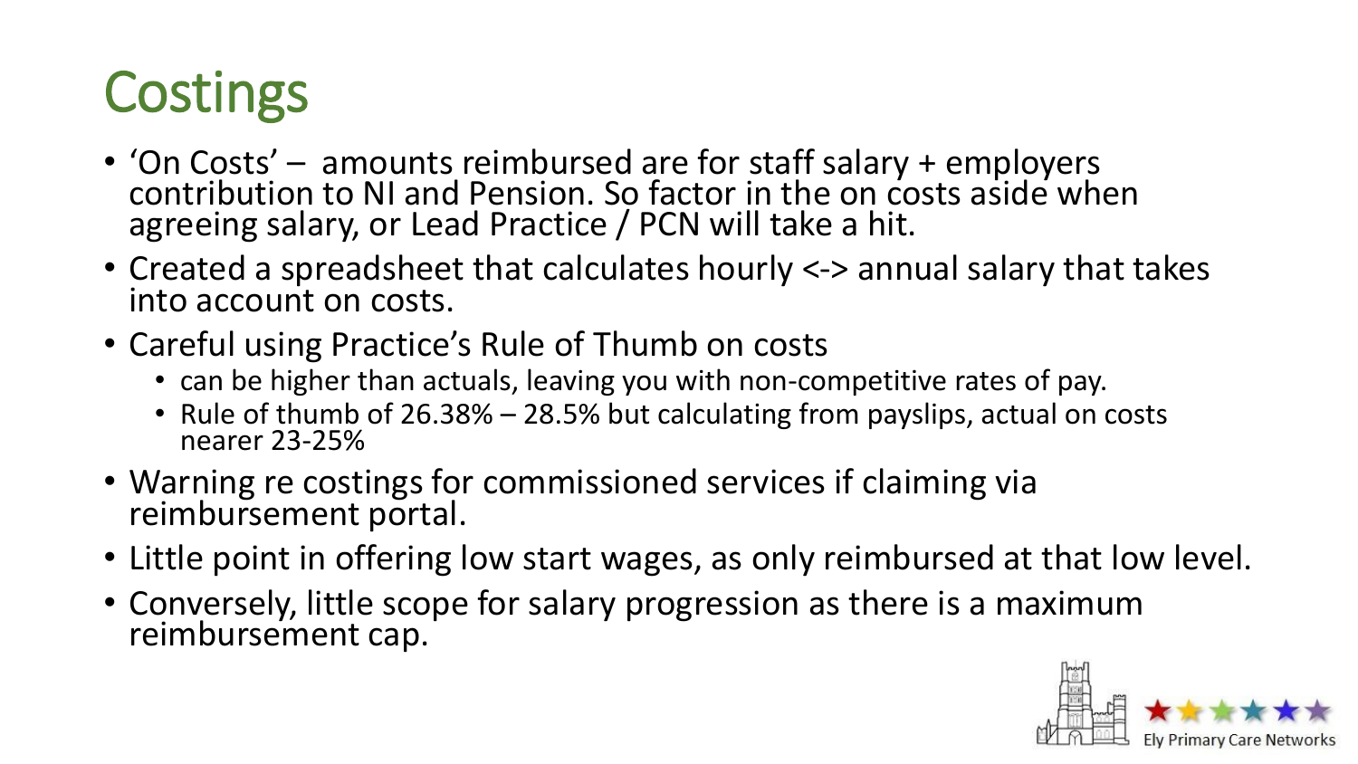# Costings

- 'On Costs' – amounts reimbursed are for staff salary + employers contribution to NI and Pension. So factor in the on costs aside when agreeing salary, or Lead Practice / PCN will take a hit.
- Created a spreadsheet that calculates hourly <-> annual salary that takes into account on costs.
- Careful using Practice's Rule of Thumb on costs
  - can be higher than actuals, leaving you with non-competitive rates of pay.
  - Rule of thumb of 26.38% – 28.5% but calculating from payslips, actual on costs nearer 23-25%
- Warning re costings for commissioned services if claiming via reimbursement portal.
- Little point in offering low start wages, as only reimbursed at that low level.
- Conversely, little scope for salary progression as there is a maximum reimbursement cap.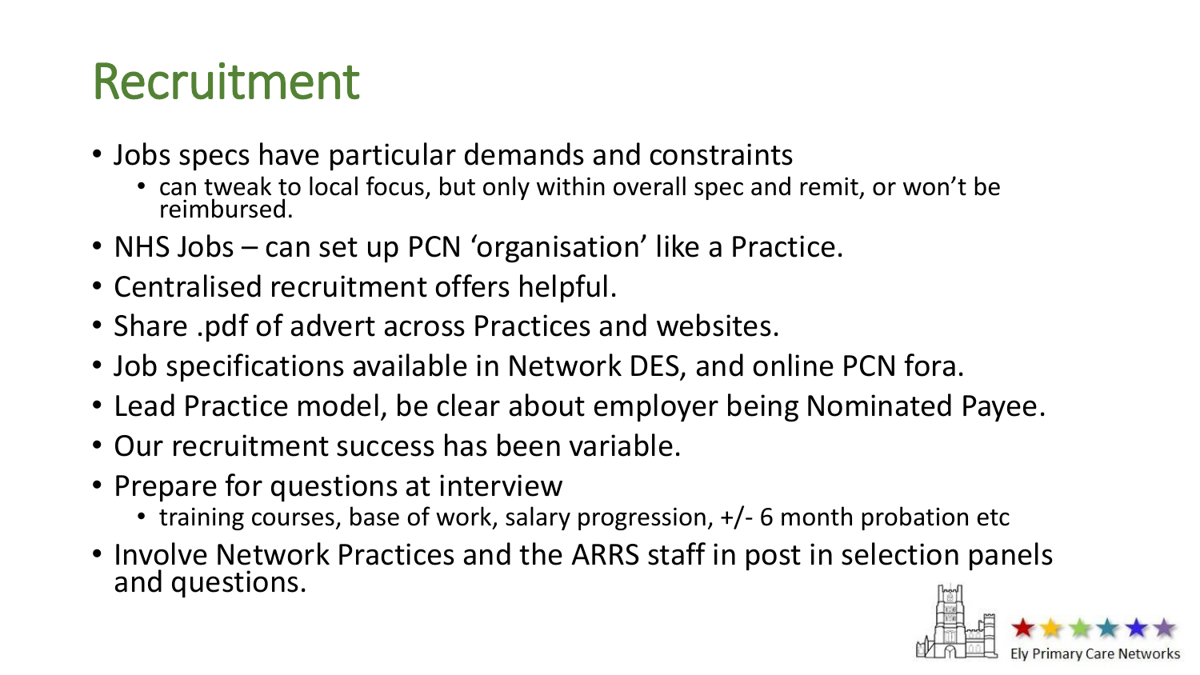# Recruitment

- Jobs specs have particular demands and constraints
  - can tweak to local focus, but only within overall spec and remit, or won't be reimbursed.
- NHS Jobs – can set up PCN 'organisation' like a Practice.
- Centralised recruitment offers helpful.
- Share .pdf of advert across Practices and websites.
- Job specifications available in Network DES, and online PCN fora.
- Lead Practice model, be clear about employer being Nominated Payee.
- Our recruitment success has been variable.
- Prepare for questions at interview
  - training courses, base of work, salary progression, +/- 6 month probation etc
- Involve Network Practices and the ARRS staff in post in selection panels and questions.

Ely Primary Care Networks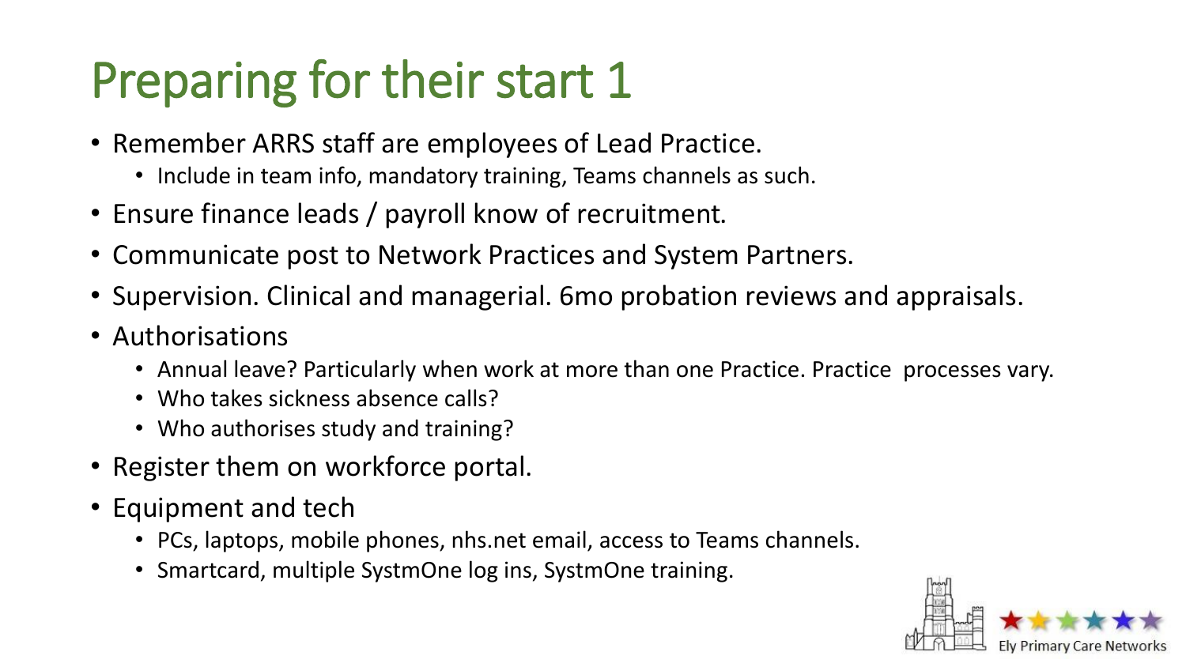# Preparing for their start 1

- Remember ARRS staff are employees of Lead Practice.
  - Include in team info, mandatory training, Teams channels as such.
- Ensure finance leads / payroll know of recruitment.
- Communicate post to Network Practices and System Partners.
- Supervision. Clinical and managerial. 6mo probation reviews and appraisals.
- Authorisations
  - Annual leave? Particularly when work at more than one Practice. Practice processes vary.
  - Who takes sickness absence calls?
  - Who authorises study and training?
- Register them on workforce portal.
- Equipment and tech
  - PCs, laptops, mobile phones, nhs.net email, access to Teams channels.
  - Smartcard, multiple SystmOne log ins, SystmOne training.

Ely Primary Care Networks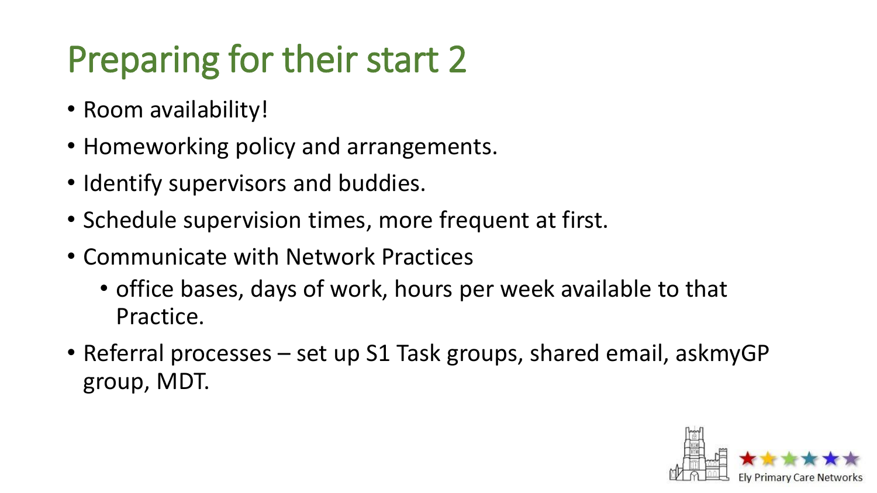# Preparing for their start 2

- Room availability!
- Homeworking policy and arrangements.
- Identify supervisors and buddies.
- Schedule supervision times, more frequent at first.
- Communicate with Network Practices
  - office bases, days of work, hours per week available to that Practice.
- Referral processes – set up S1 Task groups, shared email, askmyGP group, MDT.

Ely Primary Care Networks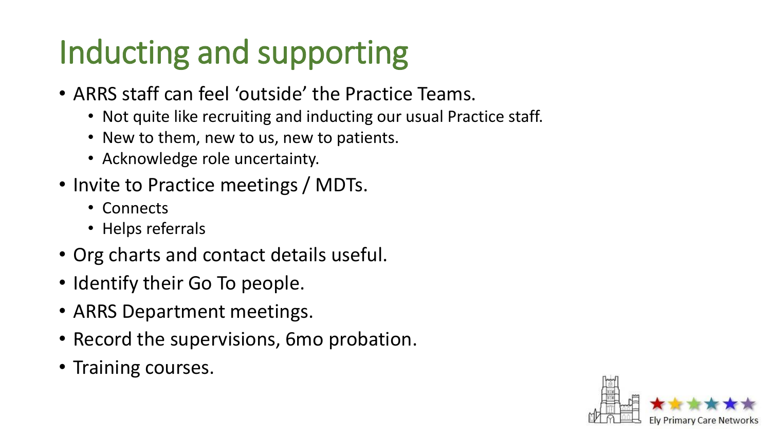# Inducting and supporting

- ARRS staff can feel 'outside' the Practice Teams.
  - Not quite like recruiting and inducting our usual Practice staff.
  - New to them, new to us, new to patients.
  - Acknowledge role uncertainty.
- Invite to Practice meetings / MDTs.
  - Connects
  - Helps referrals
- Org charts and contact details useful.
- Identify their Go To people.
- ARRS Department meetings.
- Record the supervisions, 6mo probation.
- Training courses.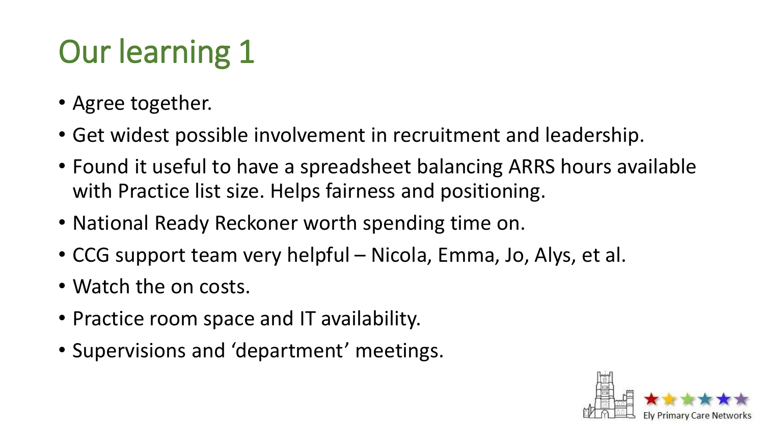# Our learning 1

- Agree together.
- Get widest possible involvement in recruitment and leadership.
- Found it useful to have a spreadsheet balancing ARRS hours available with Practice list size. Helps fairness and positioning.
- National Ready Reckoner worth spending time on.
- CCG support team very helpful – Nicola, Emma, Jo, Alys, et al.
- Watch the on costs.
- Practice room space and IT availability.
- Supervisions and 'department' meetings.

Ely Primary Care Networks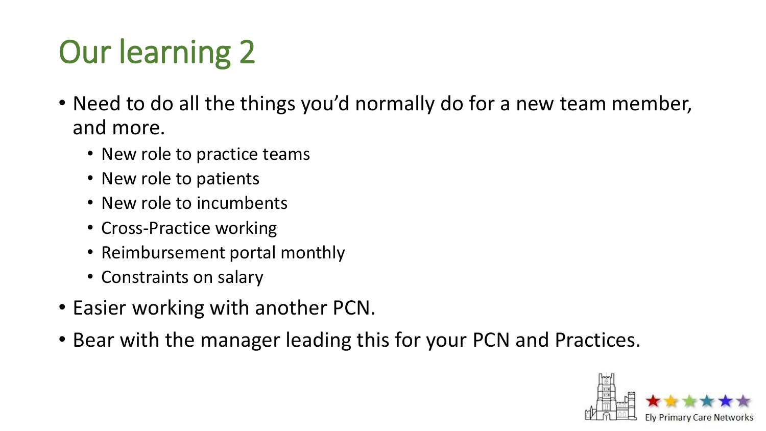# Our learning 2

- Need to do all the things you'd normally do for a new team member, and more.
  - New role to practice teams
  - New role to patients
  - New role to incumbents
  - Cross-Practice working
  - Reimbursement portal monthly
  - Constraints on salary
- Easier working with another PCN.
- Bear with the manager leading this for your PCN and Practices.

Ely Primary Care Networks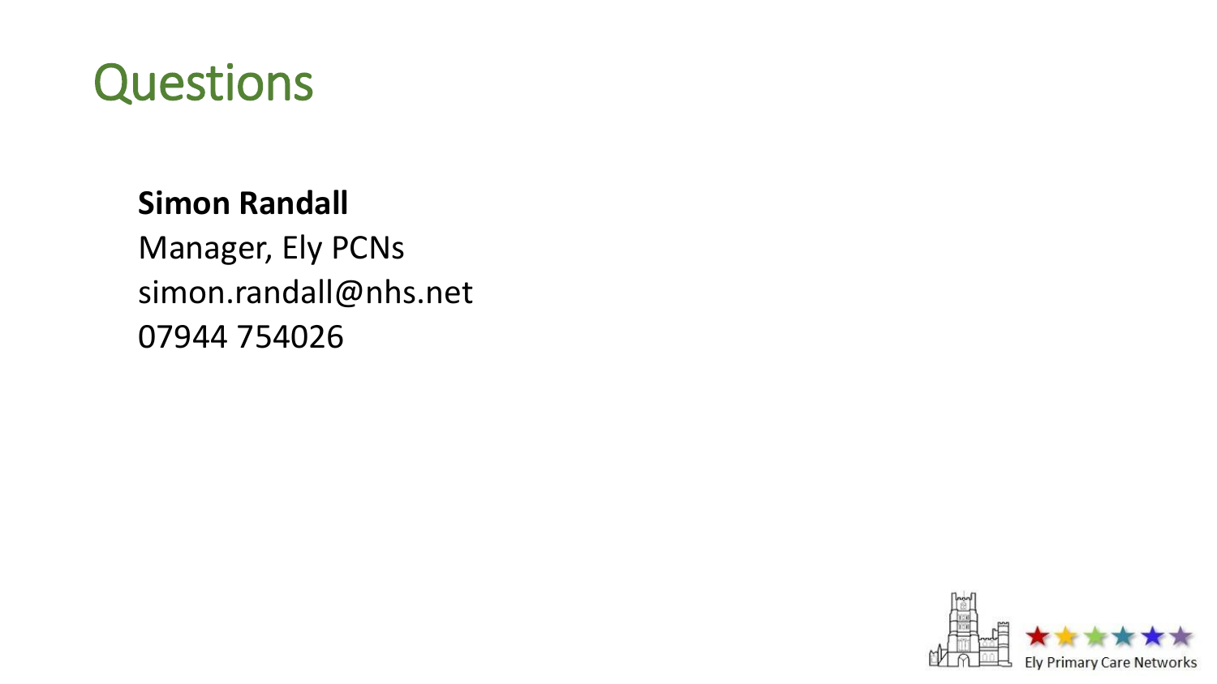# Questions

**Simon Randall**
Manager, Ely PCNs
simon.randall@nhs.net
07944 754026

Ely Primary Care Networks